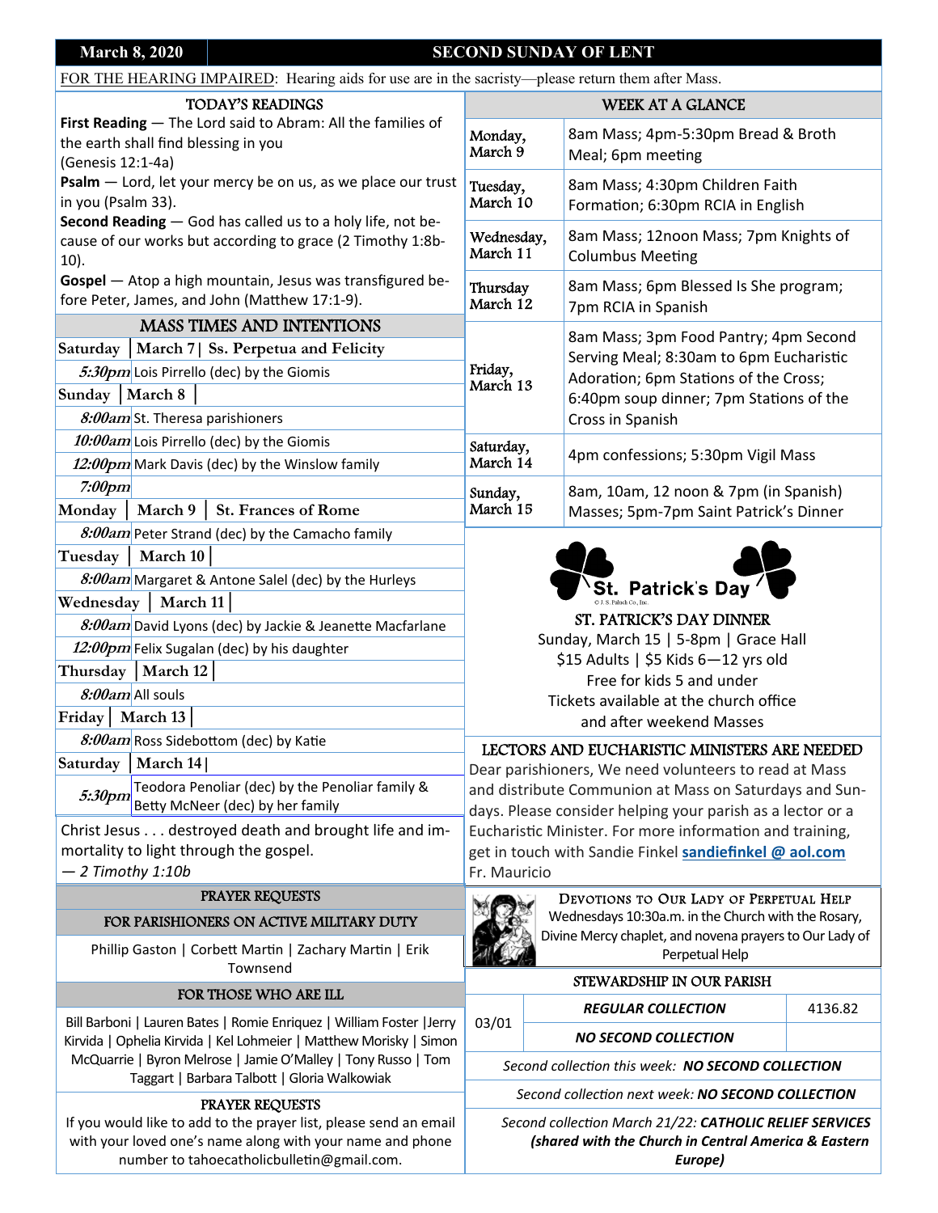**March 8, 2020** | **SECOND SUNDAY OF LENT**

FOR THE HEARING IMPAIRED: Hearing aids for use are in the sacristy—please return them after Mass.

## TODAY'S READINGS

**First Reading** — The Lord said to Abram: All the families of the earth shall find blessing in you (Genesis 12:1-4a)

**Psalm** — Lord, let your mercy be on us, as we place our trust in you (Psalm 33).

**Second Reading** — God has called us to a holy life, not because of our works but according to grace (2 Timothy 1:8b-10).

**Gospel** — Atop a high mountain, Jesus was transfigured before Peter, James, and John (Matthew 17:1-9).

## MASS TIMES AND INTENTIONS

**Saturday | March 7 | Ss. Perpetua and Felicity**

*5:30pm* Lois Pirrello (dec) by the Giomis

**Sunday | March 8**

*8:00am* St. Theresa parishioners

*10:00am* Lois Pirrello (dec) by the Giomis

*12:00pm* Mark Davis (dec) by the Winslow family

*7:00pm*

**Monday | March 9 | St. Frances of Rome**

*8:00am* Peter Strand (dec) by the Camacho family

**Tuesday | March 10**

*8:00am* Margaret & Antone Salel (dec) by the Hurleys

**Wednesday | March 11**

*8:00am* David Lyons (dec) by Jackie & Jeanette Macfarlane

*12:00pm* Felix Sugalan (dec) by his daughter

**Thursday | March 12**

*8:00am* All souls

**Friday | March 13**

*8:00am* Ross Sidebottom (dec) by Katie

**Saturday | March 14**

*5:30pm* Teodora Penoliar (dec) by the Penoliar family & Betty McNeer (dec) by her family

Christ Jesus . . . destroyed death and brought life and immortality to light through the gospel.
*— 2 Timothy 1:10b*

## PRAYER REQUESTS

### FOR PARISHIONERS ON ACTIVE MILITARY DUTY

Phillip Gaston | Corbett Martin | Zachary Martin | Erik Townsend

### FOR THOSE WHO ARE ILL

Bill Barboni | Lauren Bates | Romie Enriquez | William Foster | Jerry Kirvida | Ophelia Kirvida | Kel Lohmeier | Matthew Morisky | Simon McQuarrie | Byron Melrose | Jamie O'Malley | Tony Russo | Tom Taggart | Barbara Talbott | Gloria Walkowiak

### PRAYER REQUESTS

If you would like to add to the prayer list, please send an email with your loved one's name along with your name and phone number to tahoecatholicbulletin@gmail.com.

## WEEK AT A GLANCE

| Day | Events |
|---|---|
| Monday, March 9 | 8am Mass; 4pm-5:30pm Bread & Broth Meal; 6pm meeting |
| Tuesday, March 10 | 8am Mass; 4:30pm Children Faith Formation; 6:30pm RCIA in English |
| Wednesday, March 11 | 8am Mass; 12noon Mass; 7pm Knights of Columbus Meeting |
| Thursday March 12 | 8am Mass; 6pm Blessed Is She program; 7pm RCIA in Spanish |
| Friday, March 13 | 8am Mass; 3pm Food Pantry; 4pm Second Serving Meal; 8:30am to 6pm Eucharistic Adoration; 6pm Stations of the Cross; 6:40pm soup dinner; 7pm Stations of the Cross in Spanish |
| Saturday, March 14 | 4pm confessions; 5:30pm Vigil Mass |
| Sunday, March 15 | 8am, 10am, 12 noon & 7pm (in Spanish) Masses; 5pm-7pm Saint Patrick's Dinner |

St. Patrick's Day

## ST. PATRICK'S DAY DINNER

Sunday, March 15 | 5-8pm | Grace Hall
$15 Adults | $5 Kids 6—12 yrs old
Free for kids 5 and under
Tickets available at the church office and after weekend Masses

## LECTORS AND EUCHARISTIC MINISTERS ARE NEEDED

Dear parishioners, We need volunteers to read at Mass and distribute Communion at Mass on Saturdays and Sundays. Please consider helping your parish as a lector or a Eucharistic Minister. For more information and training, get in touch with Sandie Finkel **sandiefinkel @ aol.com**
Fr. Mauricio

## DEVOTIONS TO OUR LADY OF PERPETUAL HELP

Wednesdays 10:30a.m. in the Church with the Rosary, Divine Mercy chaplet, and novena prayers to Our Lady of Perpetual Help

## STEWARDSHIP IN OUR PARISH

| | | |
|---|---|---|
| 03/01 | ***REGULAR COLLECTION*** | 4136.82 |
| | ***NO SECOND COLLECTION*** | |

*Second collection this week:* ***NO SECOND COLLECTION***

*Second collection next week:* ***NO SECOND COLLECTION***

*Second collection March 21/22:* ***CATHOLIC RELIEF SERVICES (shared with the Church in Central America & Eastern Europe)***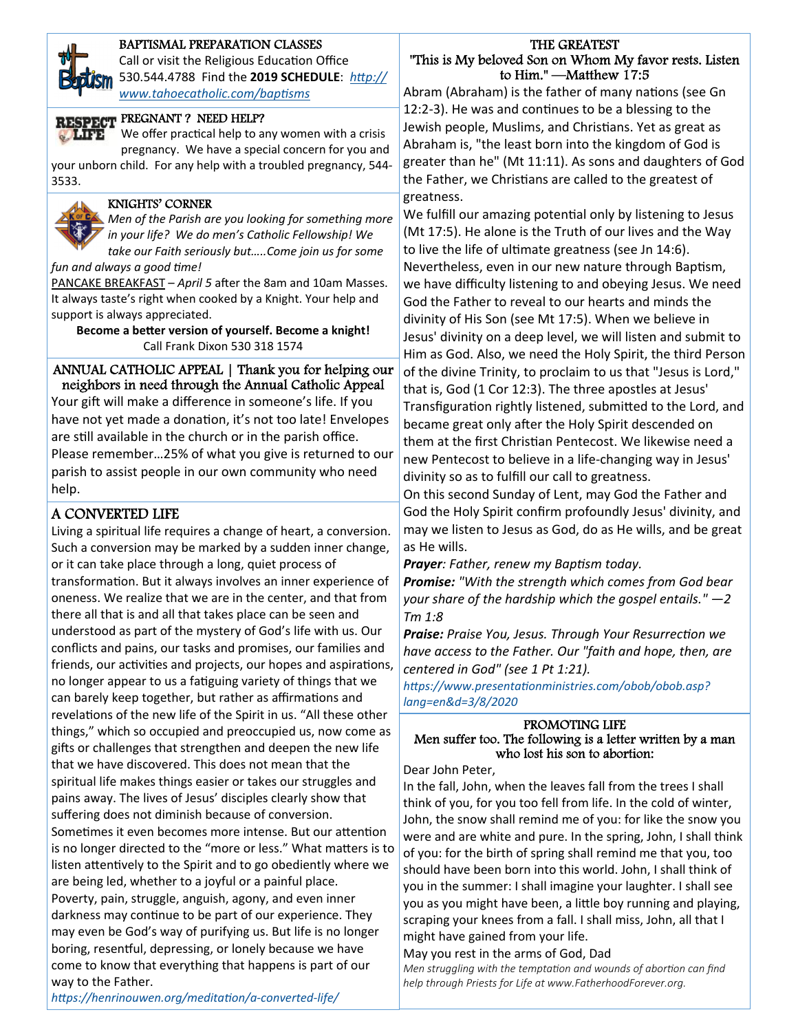## BAPTISMAL PREPARATION CLASSES

Call or visit the Religious Education Office 530.544.4788 Find the **2019 SCHEDULE**: *http://www.tahoecatholic.com/baptisms*

## PREGNANT ? NEED HELP?

We offer practical help to any women with a crisis pregnancy. We have a special concern for you and your unborn child. For any help with a troubled pregnancy, 544-3533.

## KNIGHTS' CORNER

*Men of the Parish are you looking for something more in your life? We do men's Catholic Fellowship! We take our Faith seriously but…..Come join us for some fun and always a good time!*

PANCAKE BREAKFAST – *April 5* after the 8am and 10am Masses. It always taste's right when cooked by a Knight. Your help and support is always appreciated.

**Become a better version of yourself. Become a knight!**

Call Frank Dixon 530 318 1574

## ANNUAL CATHOLIC APPEAL | Thank you for helping our neighbors in need through the Annual Catholic Appeal

Your gift will make a difference in someone's life. If you have not yet made a donation, it's not too late! Envelopes are still available in the church or in the parish office. Please remember…25% of what you give is returned to our parish to assist people in our own community who need help.

## A CONVERTED LIFE

Living a spiritual life requires a change of heart, a conversion. Such a conversion may be marked by a sudden inner change, or it can take place through a long, quiet process of transformation. But it always involves an inner experience of oneness. We realize that we are in the center, and that from there all that is and all that takes place can be seen and understood as part of the mystery of God's life with us. Our conflicts and pains, our tasks and promises, our families and friends, our activities and projects, our hopes and aspirations, no longer appear to us a fatiguing variety of things that we can barely keep together, but rather as affirmations and revelations of the new life of the Spirit in us. "All these other things," which so occupied and preoccupied us, now come as gifts or challenges that strengthen and deepen the new life that we have discovered. This does not mean that the spiritual life makes things easier or takes our struggles and pains away. The lives of Jesus' disciples clearly show that suffering does not diminish because of conversion. Sometimes it even becomes more intense. But our attention is no longer directed to the "more or less." What matters is to listen attentively to the Spirit and to go obediently where we are being led, whether to a joyful or a painful place. Poverty, pain, struggle, anguish, agony, and even inner darkness may continue to be part of our experience. They may even be God's way of purifying us. But life is no longer boring, resentful, depressing, or lonely because we have come to know that everything that happens is part of our way to the Father.

*https://henrinouwen.org/meditation/a-converted-life/*

## THE GREATEST

### "This is My beloved Son on Whom My favor rests. Listen to Him." —Matthew 17:5

Abram (Abraham) is the father of many nations (see Gn 12:2-3). He was and continues to be a blessing to the Jewish people, Muslims, and Christians. Yet as great as Abraham is, "the least born into the kingdom of God is greater than he" (Mt 11:11). As sons and daughters of God the Father, we Christians are called to the greatest of greatness.

We fulfill our amazing potential only by listening to Jesus (Mt 17:5). He alone is the Truth of our lives and the Way to live the life of ultimate greatness (see Jn 14:6). Nevertheless, even in our new nature through Baptism, we have difficulty listening to and obeying Jesus. We need God the Father to reveal to our hearts and minds the divinity of His Son (see Mt 17:5). When we believe in Jesus' divinity on a deep level, we will listen and submit to Him as God. Also, we need the Holy Spirit, the third Person of the divine Trinity, to proclaim to us that "Jesus is Lord," that is, God (1 Cor 12:3). The three apostles at Jesus' Transfiguration rightly listened, submitted to the Lord, and became great only after the Holy Spirit descended on them at the first Christian Pentecost. We likewise need a new Pentecost to believe in a life-changing way in Jesus' divinity so as to fulfill our call to greatness.

On this second Sunday of Lent, may God the Father and God the Holy Spirit confirm profoundly Jesus' divinity, and may we listen to Jesus as God, do as He wills, and be great as He wills.

***Prayer****: Father, renew my Baptism today.*

***Promise:*** *"With the strength which comes from God bear your share of the hardship which the gospel entails." —2 Tm 1:8*

***Praise:*** *Praise You, Jesus. Through Your Resurrection we have access to the Father. Our "faith and hope, then, are centered in God" (see 1 Pt 1:21).*

*https://www.presentationministries.com/obob/obob.asp?lang=en&d=3/8/2020*

## PROMOTING LIFE

### Men suffer too. The following is a letter written by a man who lost his son to abortion:

Dear John Peter,

In the fall, John, when the leaves fall from the trees I shall think of you, for you too fell from life. In the cold of winter, John, the snow shall remind me of you: for like the snow you were and are white and pure. In the spring, John, I shall think of you: for the birth of spring shall remind me that you, too should have been born into this world. John, I shall think of you in the summer: I shall imagine your laughter. I shall see you as you might have been, a little boy running and playing, scraping your knees from a fall. I shall miss, John, all that I might have gained from your life.

May you rest in the arms of God, Dad

*Men struggling with the temptation and wounds of abortion can find help through Priests for Life at www.FatherhoodForever.org.*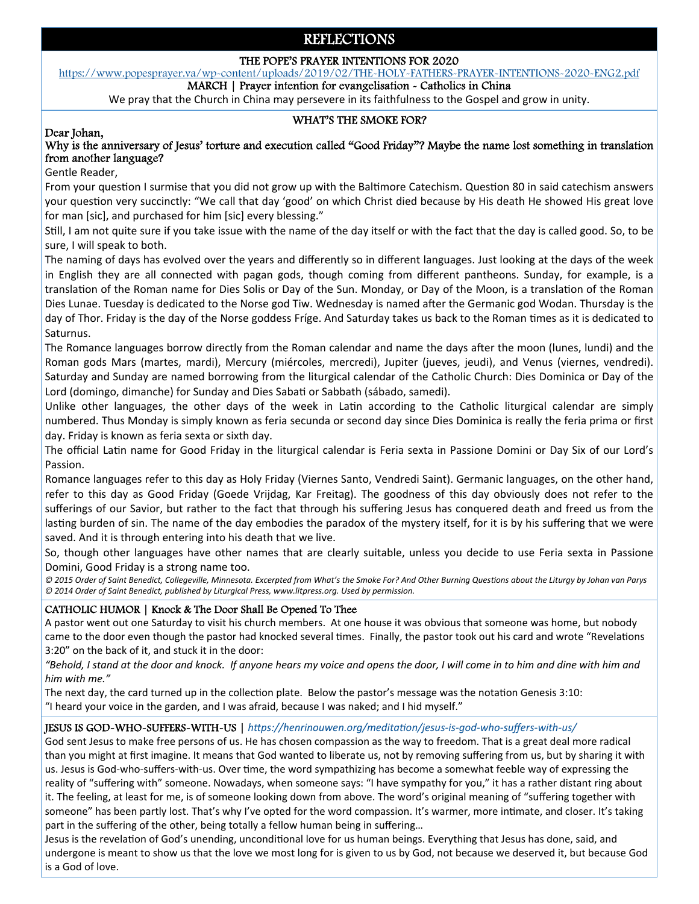# REFLECTIONS

## THE POPE'S PRAYER INTENTIONS FOR 2020

https://www.popesprayer.va/wp-content/uploads/2019/02/THE-HOLY-FATHERS-PRAYER-INTENTIONS-2020-ENG2.pdf

MARCH | Prayer intention for evangelisation - Catholics in China

We pray that the Church in China may persevere in its faithfulness to the Gospel and grow in unity.

## WHAT'S THE SMOKE FOR?

**Dear Johan,**

**Why is the anniversary of Jesus' torture and execution called "Good Friday"? Maybe the name lost something in translation from another language?**

Gentle Reader,

From your question I surmise that you did not grow up with the Baltimore Catechism. Question 80 in said catechism answers your question very succinctly: "We call that day 'good' on which Christ died because by His death He showed His great love for man [sic], and purchased for him [sic] every blessing."

Still, I am not quite sure if you take issue with the name of the day itself or with the fact that the day is called good. So, to be sure, I will speak to both.

The naming of days has evolved over the years and differently so in different languages. Just looking at the days of the week in English they are all connected with pagan gods, though coming from different pantheons. Sunday, for example, is a translation of the Roman name for Dies Solis or Day of the Sun. Monday, or Day of the Moon, is a translation of the Roman Dies Lunae. Tuesday is dedicated to the Norse god Tiw. Wednesday is named after the Germanic god Wodan. Thursday is the day of Thor. Friday is the day of the Norse goddess Fríge. And Saturday takes us back to the Roman times as it is dedicated to Saturnus.

The Romance languages borrow directly from the Roman calendar and name the days after the moon (lunes, lundi) and the Roman gods Mars (martes, mardi), Mercury (miércoles, mercredi), Jupiter (jueves, jeudi), and Venus (viernes, vendredi). Saturday and Sunday are named borrowing from the liturgical calendar of the Catholic Church: Dies Dominica or Day of the Lord (domingo, dimanche) for Sunday and Dies Sabati or Sabbath (sábado, samedi).

Unlike other languages, the other days of the week in Latin according to the Catholic liturgical calendar are simply numbered. Thus Monday is simply known as feria secunda or second day since Dies Dominica is really the feria prima or first day. Friday is known as feria sexta or sixth day.

The official Latin name for Good Friday in the liturgical calendar is Feria sexta in Passione Domini or Day Six of our Lord's Passion.

Romance languages refer to this day as Holy Friday (Viernes Santo, Vendredi Saint). Germanic languages, on the other hand, refer to this day as Good Friday (Goede Vrijdag, Kar Freitag). The goodness of this day obviously does not refer to the sufferings of our Savior, but rather to the fact that through his suffering Jesus has conquered death and freed us from the lasting burden of sin. The name of the day embodies the paradox of the mystery itself, for it is by his suffering that we were saved. And it is through entering into his death that we live.

So, though other languages have other names that are clearly suitable, unless you decide to use Feria sexta in Passione Domini, Good Friday is a strong name too.

*© 2015 Order of Saint Benedict, Collegeville, Minnesota. Excerpted from What's the Smoke For? And Other Burning Questions about the Liturgy by Johan van Parys © 2014 Order of Saint Benedict, published by Liturgical Press, www.litpress.org. Used by permission.*

## CATHOLIC HUMOR | Knock & The Door Shall Be Opened To Thee

A pastor went out one Saturday to visit his church members. At one house it was obvious that someone was home, but nobody came to the door even though the pastor had knocked several times. Finally, the pastor took out his card and wrote "Revelations 3:20" on the back of it, and stuck it in the door:

*"Behold, I stand at the door and knock. If anyone hears my voice and opens the door, I will come in to him and dine with him and him with me."*

The next day, the card turned up in the collection plate. Below the pastor's message was the notation Genesis 3:10:

"I heard your voice in the garden, and I was afraid, because I was naked; and I hid myself."

## JESUS IS GOD-WHO-SUFFERS-WITH-US | *https://henrinouwen.org/meditation/jesus-is-god-who-suffers-with-us/*

God sent Jesus to make free persons of us. He has chosen compassion as the way to freedom. That is a great deal more radical than you might at first imagine. It means that God wanted to liberate us, not by removing suffering from us, but by sharing it with us. Jesus is God-who-suffers-with-us. Over time, the word sympathizing has become a somewhat feeble way of expressing the reality of "suffering with" someone. Nowadays, when someone says: "I have sympathy for you," it has a rather distant ring about it. The feeling, at least for me, is of someone looking down from above. The word's original meaning of "suffering together with someone" has been partly lost. That's why I've opted for the word compassion. It's warmer, more intimate, and closer. It's taking part in the suffering of the other, being totally a fellow human being in suffering…

Jesus is the revelation of God's unending, unconditional love for us human beings. Everything that Jesus has done, said, and undergone is meant to show us that the love we most long for is given to us by God, not because we deserved it, but because God is a God of love.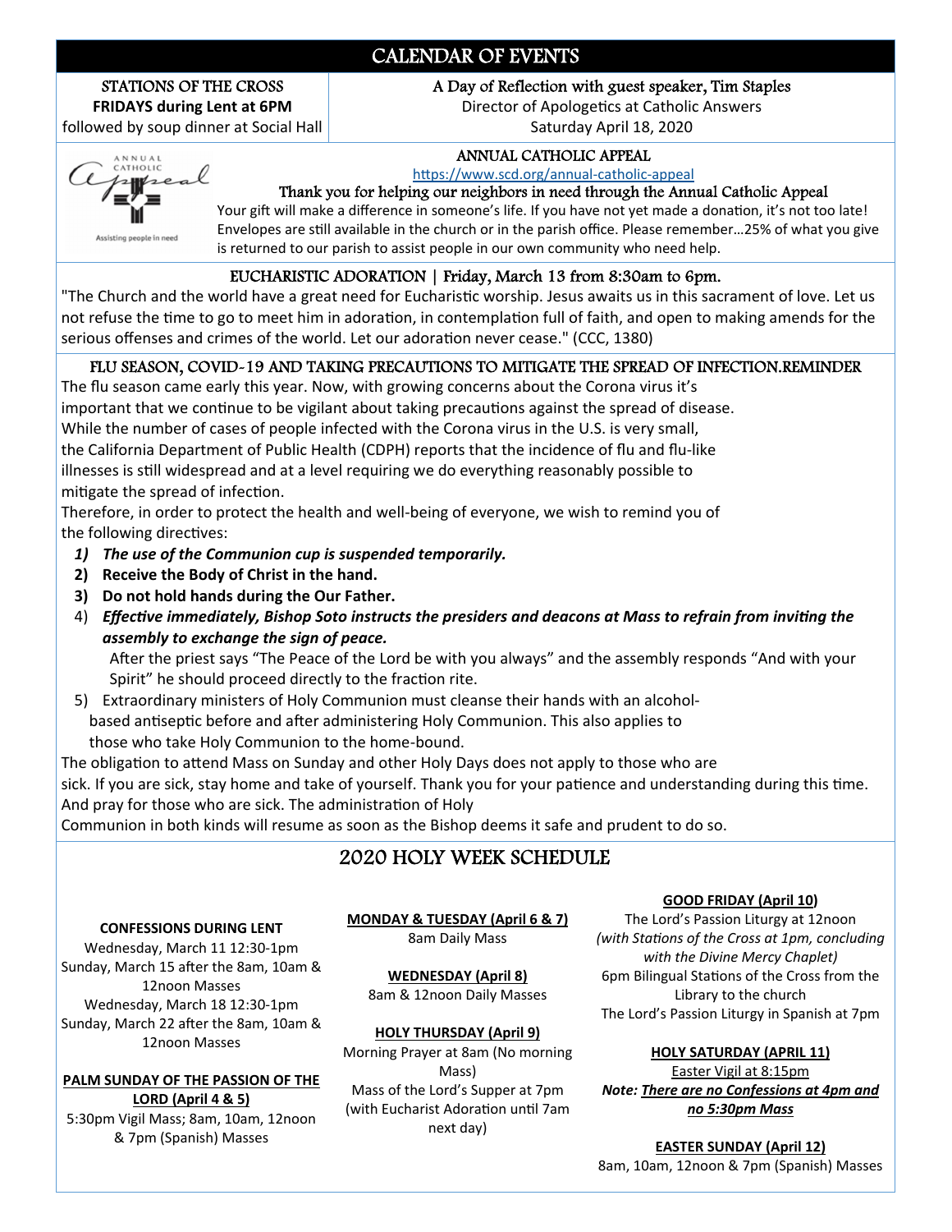# CALENDAR OF EVENTS

## STATIONS OF THE CROSS

**FRIDAYS during Lent at 6PM**
followed by soup dinner at Social Hall

## A Day of Reflection with guest speaker, Tim Staples

Director of Apologetics at Catholic Answers
Saturday April 18, 2020

## ANNUAL CATHOLIC APPEAL

https://www.scd.org/annual-catholic-appeal

### Thank you for helping our neighbors in need through the Annual Catholic Appeal

Your gift will make a difference in someone's life. If you have not yet made a donation, it's not too late! Envelopes are still available in the church or in the parish office. Please remember…25% of what you give is returned to our parish to assist people in our own community who need help.

## EUCHARISTIC ADORATION | Friday, March 13 from 8:30am to 6pm.

"The Church and the world have a great need for Eucharistic worship. Jesus awaits us in this sacrament of love. Let us not refuse the time to go to meet him in adoration, in contemplation full of faith, and open to making amends for the serious offenses and crimes of the world. Let our adoration never cease." (CCC, 1380)

## FLU SEASON, COVID-19 AND TAKING PRECAUTIONS TO MITIGATE THE SPREAD OF INFECTION.REMINDER

The flu season came early this year. Now, with growing concerns about the Corona virus it's important that we continue to be vigilant about taking precautions against the spread of disease. While the number of cases of people infected with the Corona virus in the U.S. is very small, the California Department of Public Health (CDPH) reports that the incidence of flu and flu-like illnesses is still widespread and at a level requiring we do everything reasonably possible to mitigate the spread of infection.

Therefore, in order to protect the health and well-being of everyone, we wish to remind you of the following directives:

1) ***The use of the Communion cup is suspended temporarily.***
2) **Receive the Body of Christ in the hand.**
3) **Do not hold hands during the Our Father.**
4) ***Effective immediately, Bishop Soto instructs the presiders and deacons at Mass to refrain from inviting the assembly to exchange the sign of peace.***
   After the priest says "The Peace of the Lord be with you always" and the assembly responds "And with your Spirit" he should proceed directly to the fraction rite.
5) Extraordinary ministers of Holy Communion must cleanse their hands with an alcohol-based antiseptic before and after administering Holy Communion. This also applies to those who take Holy Communion to the home-bound.

The obligation to attend Mass on Sunday and other Holy Days does not apply to those who are sick. If you are sick, stay home and take of yourself. Thank you for your patience and understanding during this time. And pray for those who are sick. The administration of Holy Communion in both kinds will resume as soon as the Bishop deems it safe and prudent to do so.

# 2020 HOLY WEEK SCHEDULE

**CONFESSIONS DURING LENT**

Wednesday, March 11 12:30-1pm
Sunday, March 15 after the 8am, 10am & 12noon Masses
Wednesday, March 18 12:30-1pm
Sunday, March 22 after the 8am, 10am & 12noon Masses

**PALM SUNDAY OF THE PASSION OF THE LORD (April 4 & 5)**

5:30pm Vigil Mass; 8am, 10am, 12noon & 7pm (Spanish) Masses

**MONDAY & TUESDAY (April 6 & 7)**

8am Daily Mass

**WEDNESDAY (April 8)**

8am & 12noon Daily Masses

**HOLY THURSDAY (April 9)**

Morning Prayer at 8am (No morning Mass)
Mass of the Lord's Supper at 7pm (with Eucharist Adoration until 7am next day)

**GOOD FRIDAY (April 10)**

The Lord's Passion Liturgy at 12noon *(with Stations of the Cross at 1pm, concluding with the Divine Mercy Chaplet)*
6pm Bilingual Stations of the Cross from the Library to the church
The Lord's Passion Liturgy in Spanish at 7pm

**HOLY SATURDAY (APRIL 11)**

Easter Vigil at 8:15pm
***Note: There are no Confessions at 4pm and no 5:30pm Mass***

**EASTER SUNDAY (April 12)**

8am, 10am, 12noon & 7pm (Spanish) Masses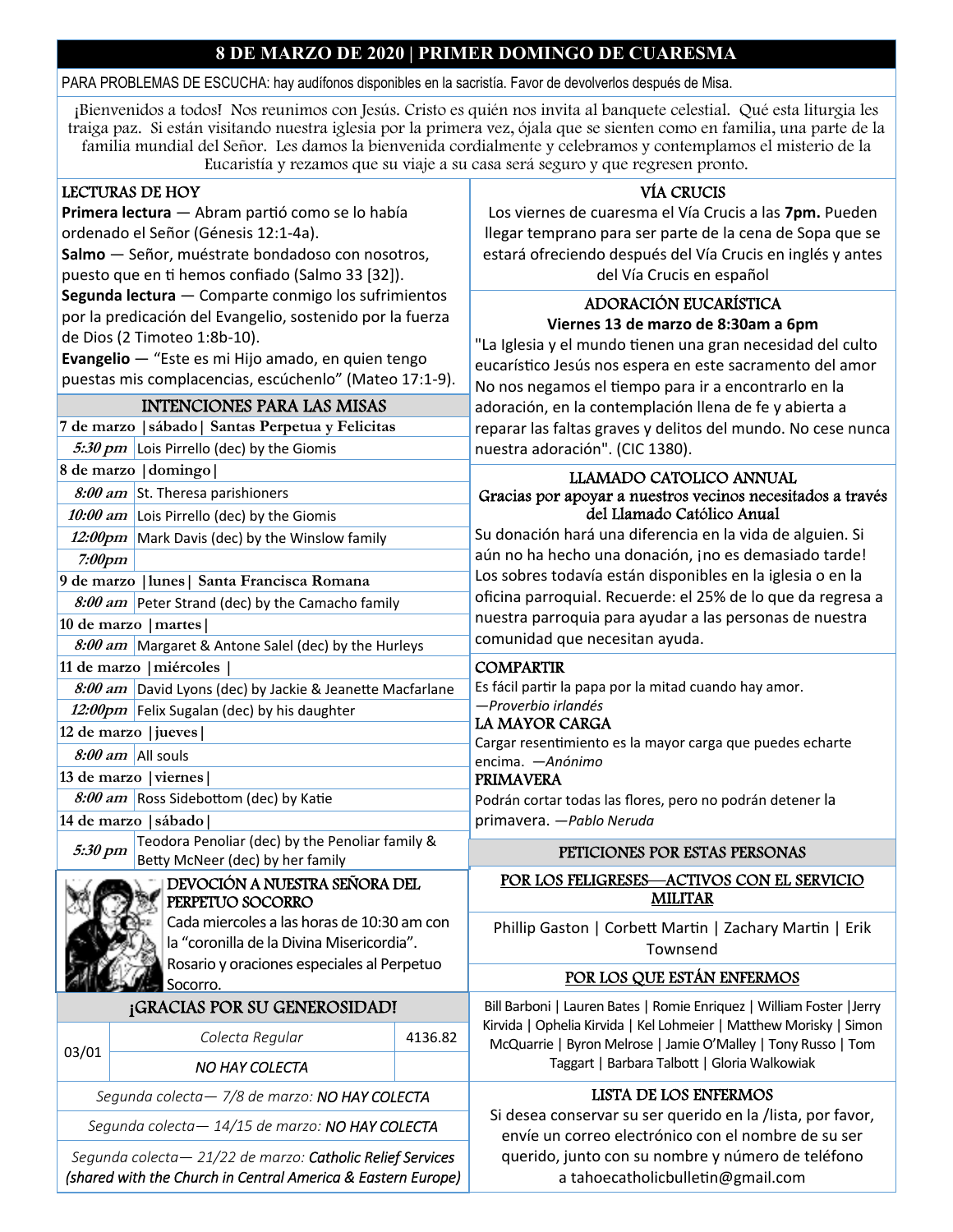# 8 DE MARZO DE 2020 | PRIMER DOMINGO DE CUARESMA

PARA PROBLEMAS DE ESCUCHA: hay audífonos disponibles en la sacristía. Favor de devolverlos después de Misa.

¡Bienvenidos a todos! Nos reunimos con Jesús. Cristo es quién nos invita al banquete celestial. Qué esta liturgia les traiga paz. Si están visitando nuestra iglesia por la primera vez, ójala que se sienten como en familia, una parte de la familia mundial del Señor. Les damos la bienvenida cordialmente y celebramos y contemplamos el misterio de la Eucaristía y rezamos que su viaje a su casa será seguro y que regresen pronto.

## LECTURAS DE HOY

**Primera lectura** — Abram partió como se lo había ordenado el Señor (Génesis 12:1-4a).

**Salmo** — Señor, muéstrate bondadoso con nosotros, puesto que en ti hemos confiado (Salmo 33 [32]).

**Segunda lectura** — Comparte conmigo los sufrimientos por la predicación del Evangelio, sostenido por la fuerza de Dios (2 Timoteo 1:8b-10).

**Evangelio** — "Este es mi Hijo amado, en quien tengo puestas mis complacencias, escúchenlo" (Mateo 17:1-9).

## INTENCIONES PARA LAS MISAS

| | |
|---|---|
| **7 de marzo \|sábado\| Santas Perpetua y Felicitas** | |
| *5:30 pm* | Lois Pirrello (dec) by the Giomis |
| **8 de marzo \|domingo\|** | |
| *8:00 am* | St. Theresa parishioners |
| *10:00 am* | Lois Pirrello (dec) by the Giomis |
| *12:00pm* | Mark Davis (dec) by the Winslow family |
| *7:00pm* | |
| **9 de marzo \|lunes\| Santa Francisca Romana** | |
| *8:00 am* | Peter Strand (dec) by the Camacho family |
| **10 de marzo \|martes\|** | |
| *8:00 am* | Margaret & Antone Salel (dec) by the Hurleys |
| **11 de marzo \|miércoles\|** | |
| *8:00 am* | David Lyons (dec) by Jackie & Jeanette Macfarlane |
| *12:00pm* | Felix Sugalan (dec) by his daughter |
| **12 de marzo \|jueves\|** | |
| *8:00 am* | All souls |
| **13 de marzo \|viernes\|** | |
| *8:00 am* | Ross Sidebottom (dec) by Katie |
| **14 de marzo \|sábado\|** | |
| *5:30 pm* | Teodora Penoliar (dec) by the Penoliar family & Betty McNeer (dec) by her family |

## DEVOCIÓN A NUESTRA SEÑORA DEL PERPETUO SOCORRO

Cada miercoles a las horas de 10:30 am con la "coronilla de la Divina Misericordia". Rosario y oraciones especiales al Perpetuo Socorro.

## ¡GRACIAS POR SU GENEROSIDAD!

| | | |
|---|---|---|
| 03/01 | *Colecta Regular* | 4136.82 |
| | *NO HAY COLECTA* | |

*Segunda colecta— 7/8 de marzo: NO HAY COLECTA*

*Segunda colecta— 14/15 de marzo: NO HAY COLECTA*

*Segunda colecta— 21/22 de marzo: Catholic Relief Services (shared with the Church in Central America & Eastern Europe)*

## VÍA CRUCIS

Los viernes de cuaresma el Vía Crucis a las **7pm.** Pueden llegar temprano para ser parte de la cena de Sopa que se estará ofreciendo después del Vía Crucis en inglés y antes del Vía Crucis en español

## ADORACIÓN EUCARÍSTICA

**Viernes 13 de marzo de 8:30am a 6pm**

"La Iglesia y el mundo tienen una gran necesidad del culto eucarístico Jesús nos espera en este sacramento del amor No nos negamos el tiempo para ir a encontrarlo en la adoración, en la contemplación llena de fe y abierta a reparar las faltas graves y delitos del mundo. No cese nunca nuestra adoración". (CIC 1380).

## LLAMADO CATOLICO ANNUAL

### Gracias por apoyar a nuestros vecinos necesitados a través del Llamado Católico Anual

Su donación hará una diferencia en la vida de alguien. Si aún no ha hecho una donación, ¡no es demasiado tarde! Los sobres todavía están disponibles en la iglesia o en la oficina parroquial. Recuerde: el 25% de lo que da regresa a nuestra parroquia para ayudar a las personas de nuestra comunidad que necesitan ayuda.

## COMPARTIR

Es fácil partir la papa por la mitad cuando hay amor.
*—Proverbio irlandés*

## LA MAYOR CARGA

Cargar resentimiento es la mayor carga que puedes echarte encima. *—Anónimo*

## PRIMAVERA

Podrán cortar todas las flores, pero no podrán detener la primavera. *—Pablo Neruda*

## PETICIONES POR ESTAS PERSONAS

### POR LOS FELIGRESES—ACTIVOS CON EL SERVICIO MILITAR

Phillip Gaston | Corbett Martin | Zachary Martin | Erik Townsend

### POR LOS QUE ESTÁN ENFERMOS

Bill Barboni | Lauren Bates | Romie Enriquez | William Foster |Jerry Kirvida | Ophelia Kirvida | Kel Lohmeier | Matthew Morisky | Simon McQuarrie | Byron Melrose | Jamie O'Malley | Tony Russo | Tom Taggart | Barbara Talbott | Gloria Walkowiak

## LISTA DE LOS ENFERMOS

Si desea conservar su ser querido en la /lista, por favor, envíe un correo electrónico con el nombre de su ser querido, junto con su nombre y número de teléfono a tahoecatholicbulletin@gmail.com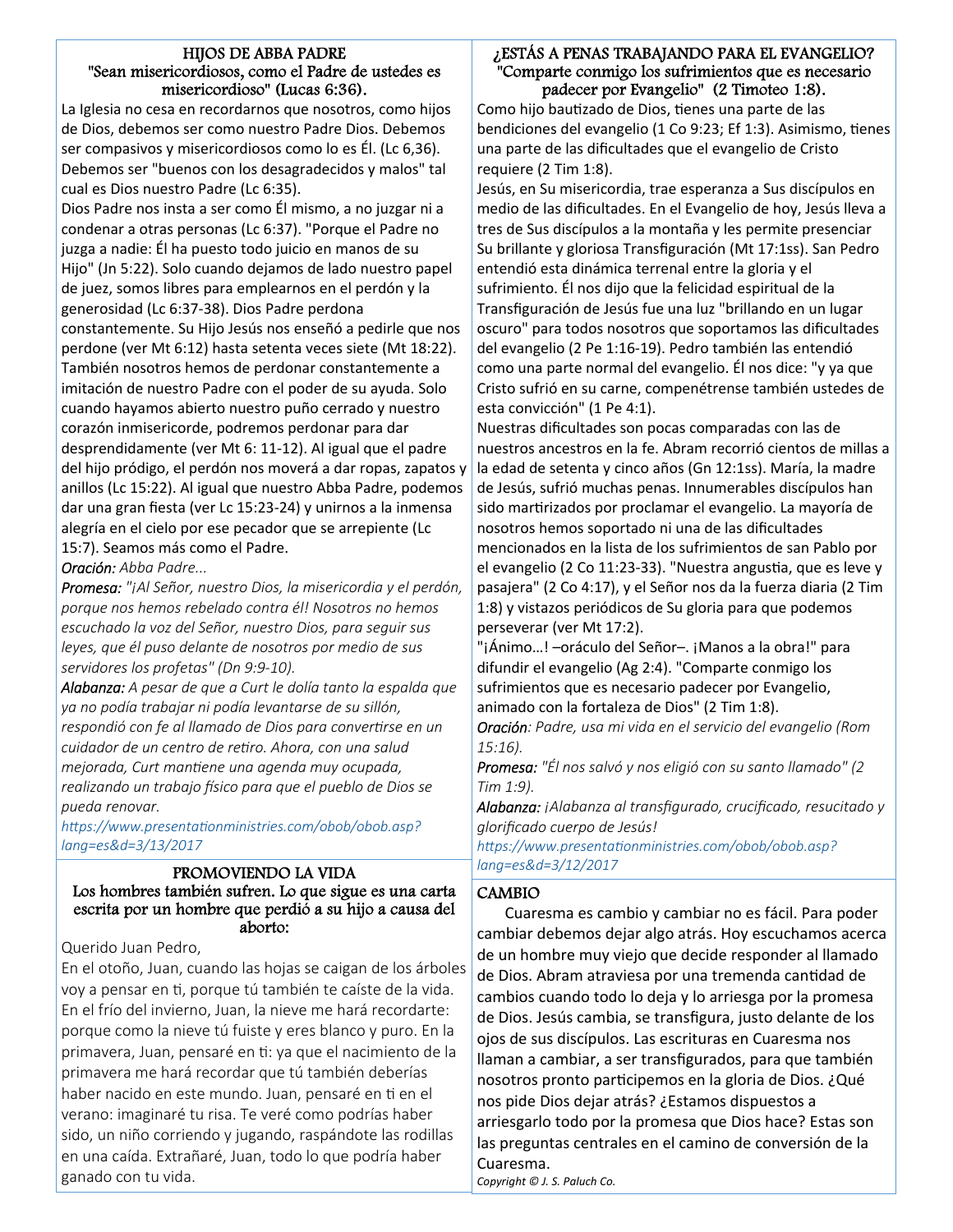## HIJOS DE ABBA PADRE
### "Sean misericordiosos, como el Padre de ustedes es misericordioso" (Lucas 6:36).

La Iglesia no cesa en recordarnos que nosotros, como hijos de Dios, debemos ser como nuestro Padre Dios. Debemos ser compasivos y misericordiosos como lo es Él. (Lc 6,36). Debemos ser "buenos con los desagradecidos y malos" tal cual es Dios nuestro Padre (Lc 6:35).
Dios Padre nos insta a ser como Él mismo, a no juzgar ni a condenar a otras personas (Lc 6:37). "Porque el Padre no juzga a nadie: Él ha puesto todo juicio en manos de su Hijo" (Jn 5:22). Solo cuando dejamos de lado nuestro papel de juez, somos libres para emplearnos en el perdón y la generosidad (Lc 6:37-38). Dios Padre perdona constantemente. Su Hijo Jesús nos enseñó a pedirle que nos perdone (ver Mt 6:12) hasta setenta veces siete (Mt 18:22). También nosotros hemos de perdonar constantemente a imitación de nuestro Padre con el poder de su ayuda. Solo cuando hayamos abierto nuestro puño cerrado y nuestro corazón inmisericorde, podremos perdonar para dar desprendidamente (ver Mt 6: 11-12). Al igual que el padre del hijo pródigo, el perdón nos moverá a dar ropas, zapatos y anillos (Lc 15:22). Al igual que nuestro Abba Padre, podemos dar una gran fiesta (ver Lc 15:23-24) y unirnos a la inmensa alegría en el cielo por ese pecador que se arrepiente (Lc 15:7). Seamos más como el Padre.

***Oración:*** *Abba Padre...*

***Promesa:*** *"¡Al Señor, nuestro Dios, la misericordia y el perdón, porque nos hemos rebelado contra él! Nosotros no hemos escuchado la voz del Señor, nuestro Dios, para seguir sus leyes, que él puso delante de nosotros por medio de sus servidores los profetas" (Dn 9:9-10).*

***Alabanza:*** *A pesar de que a Curt le dolía tanto la espalda que ya no podía trabajar ni podía levantarse de su sillón, respondió con fe al llamado de Dios para convertirse en un cuidador de un centro de retiro. Ahora, con una salud mejorada, Curt mantiene una agenda muy ocupada, realizando un trabajo físico para que el pueblo de Dios se pueda renovar.*

*https://www.presentationministries.com/obob/obob.asp?lang=es&d=3/13/2017*

## PROMOVIENDO LA VIDA
### Los hombres también sufren. Lo que sigue es una carta escrita por un hombre que perdió a su hijo a causa del aborto:

Querido Juan Pedro,
En el otoño, Juan, cuando las hojas se caigan de los árboles voy a pensar en ti, porque tú también te caíste de la vida. En el frío del invierno, Juan, la nieve me hará recordarte: porque como la nieve tú fuiste y eres blanco y puro. En la primavera, Juan, pensaré en ti: ya que el nacimiento de la primavera me hará recordar que tú también deberías haber nacido en este mundo. Juan, pensaré en ti en el verano: imaginaré tu risa. Te veré como podrías haber sido, un niño corriendo y jugando, raspándote las rodillas en una caída. Extrañaré, Juan, todo lo que podría haber ganado con tu vida.

## ¿ESTÁS A PENAS TRABAJANDO PARA EL EVANGELIO?
### "Comparte conmigo los sufrimientos que es necesario padecer por Evangelio" (2 Timoteo 1:8).

Como hijo bautizado de Dios, tienes una parte de las bendiciones del evangelio (1 Co 9:23; Ef 1:3). Asimismo, tienes una parte de las dificultades que el evangelio de Cristo requiere (2 Tim 1:8).
Jesús, en Su misericordia, trae esperanza a Sus discípulos en medio de las dificultades. En el Evangelio de hoy, Jesús lleva a tres de Sus discípulos a la montaña y les permite presenciar Su brillante y gloriosa Transfiguración (Mt 17:1ss). San Pedro entendió esta dinámica terrenal entre la gloria y el sufrimiento. Él nos dijo que la felicidad espiritual de la Transfiguración de Jesús fue una luz "brillando en un lugar oscuro" para todos nosotros que soportamos las dificultades del evangelio (2 Pe 1:16-19). Pedro también las entendió como una parte normal del evangelio. Él nos dice: "y ya que Cristo sufrió en su carne, compenétrense también ustedes de esta convicción" (1 Pe 4:1).
Nuestras dificultades son pocas comparadas con las de nuestros ancestros en la fe. Abram recorrió cientos de millas a la edad de setenta y cinco años (Gn 12:1ss). María, la madre de Jesús, sufrió muchas penas. Innumerables discípulos han sido martirizados por proclamar el evangelio. La mayoría de nosotros hemos soportado ni una de las dificultades mencionados en la lista de los sufrimientos de san Pablo por el evangelio (2 Co 11:23-33). "Nuestra angustia, que es leve y pasajera" (2 Co 4:17), y el Señor nos da la fuerza diaria (2 Tim 1:8) y vistazos periódicos de Su gloria para que podemos perseverar (ver Mt 17:2).
"¡Ánimo…! –oráculo del Señor–. ¡Manos a la obra!" para difundir el evangelio (Ag 2:4). "Comparte conmigo los sufrimientos que es necesario padecer por Evangelio, animado con la fortaleza de Dios" (2 Tim 1:8).

***Oración****: Padre, usa mi vida en el servicio del evangelio (Rom 15:16).*

***Promesa:*** *"Él nos salvó y nos eligió con su santo llamado" (2 Tim 1:9).*

***Alabanza:*** *¡Alabanza al transfigurado, crucificado, resucitado y glorificado cuerpo de Jesús!*

*https://www.presentationministries.com/obob/obob.asp?lang=es&d=3/12/2017*

## CAMBIO

Cuaresma es cambio y cambiar no es fácil. Para poder cambiar debemos dejar algo atrás. Hoy escuchamos acerca de un hombre muy viejo que decide responder al llamado de Dios. Abram atraviesa por una tremenda cantidad de cambios cuando todo lo deja y lo arriesga por la promesa de Dios. Jesús cambia, se transfigura, justo delante de los ojos de sus discípulos. Las escrituras en Cuaresma nos llaman a cambiar, a ser transfigurados, para que también nosotros pronto participemos en la gloria de Dios. ¿Qué nos pide Dios dejar atrás? ¿Estamos dispuestos a arriesgarlo todo por la promesa que Dios hace? Estas son las preguntas centrales en el camino de conversión de la Cuaresma.

*Copyright © J. S. Paluch Co.*